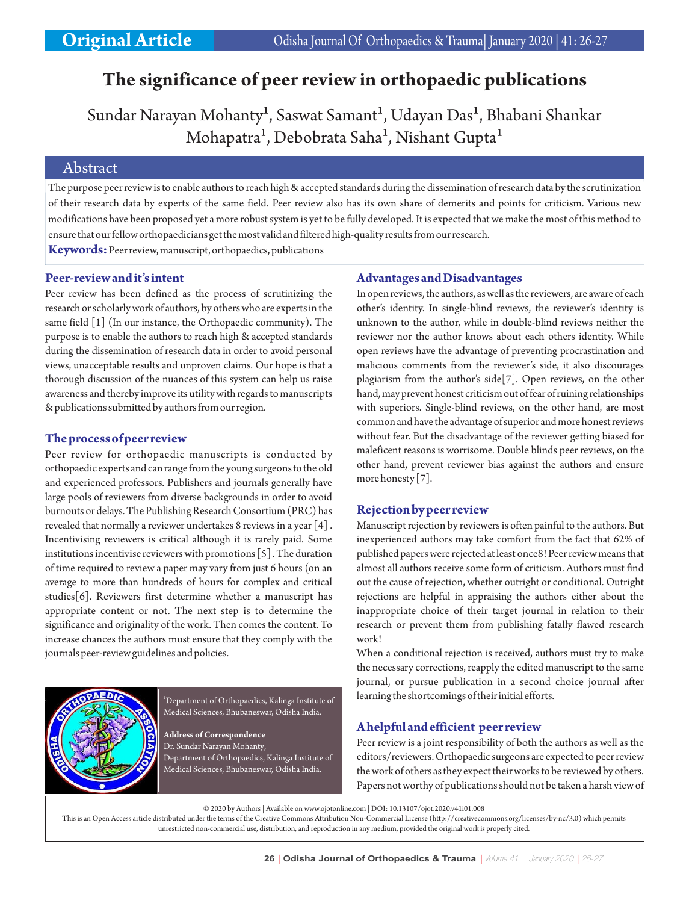Original Article

# The significance of peer review in orthopaedic publications

Sundar Narayan Mohanty[1], Saswat Samant[1], Udayan Das[1], Bhabani Shankar Mohapatra[1], Debobrata Saha[1], Nishant Gupta[1]

## Abstract

The purpose peer review is to enable authors to reach high & accepted standards during the dissemination of research data by the scrutinization of their research data by experts of the same field. Peer review also has its own share of demerits and points for criticism. Various new modifications have been proposed yet a more robust system is yet to be fully developed. It is expected that we make the most of this method to ensure that our fellow orthopaedicians get the most valid and filtered high-quality results from our research.

**Keywords:** Peer review, manuscript, orthopaedics, publications

### Peer-review and it's intent

Peer review has been defined as the process of scrutinizing the research or scholarly work of authors, by others who are experts in the same field [1] (In our instance, the Orthopaedic community). The purpose is to enable the authors to reach high & accepted standards during the dissemination of research data in order to avoid personal views, unacceptable results and unproven claims. Our hope is that a thorough discussion of the nuances of this system can help us raise awareness and thereby improve its utility with regards to manuscripts & publications submitted by authors from our region.

### The process of peer review

Peer review for orthopaedic manuscripts is conducted by orthopaedic experts and can range from the young surgeons to the old and experienced professors. Publishers and journals generally have large pools of reviewers from diverse backgrounds in order to avoid burnouts or delays. The Publishing Research Consortium (PRC) has revealed that normally a reviewer undertakes 8 reviews in a year [4] . Incentivising reviewers is critical although it is rarely paid. Some institutions incentivise reviewers with promotions [5] . The duration of time required to review a paper may vary from just 6 hours (on an average to more than hundreds of hours for complex and critical studies[6]. Reviewers first determine whether a manuscript has appropriate content or not. The next step is to determine the significance and originality of the work. Then comes the content. To increase chances the authors must ensure that they comply with the journals peer-review guidelines and policies.

[1]Department of Orthopaedics, Kalinga Institute of Medical Sciences, Bhubaneswar, Odisha India.

**Address of Correspondence**
Dr. Sundar Narayan Mohanty,
Department of Orthopaedics, Kalinga Institute of Medical Sciences, Bhubaneswar, Odisha India.

### Advantages and Disadvantages

In open reviews, the authors, as well as the reviewers, are aware of each other's identity. In single-blind reviews, the reviewer's identity is unknown to the author, while in double-blind reviews neither the reviewer nor the author knows about each others identity. While open reviews have the advantage of preventing procrastination and malicious comments from the reviewer's side, it also discourages plagiarism from the author's side[7]. Open reviews, on the other hand, may prevent honest criticism out of fear of ruining relationships with superiors. Single-blind reviews, on the other hand, are most common and have the advantage of superior and more honest reviews without fear. But the disadvantage of the reviewer getting biased for maleficent reasons is worrisome. Double blinds peer reviews, on the other hand, prevent reviewer bias against the authors and ensure more honesty [7].

### Rejection by peer review

Manuscript rejection by reviewers is often painful to the authors. But inexperienced authors may take comfort from the fact that 62% of published papers were rejected at least once8! Peer review means that almost all authors receive some form of criticism. Authors must find out the cause of rejection, whether outright or conditional. Outright rejections are helpful in appraising the authors either about the inappropriate choice of their target journal in relation to their research or prevent them from publishing fatally flawed research work!

When a conditional rejection is received, authors must try to make the necessary corrections, reapply the edited manuscript to the same journal, or pursue publication in a second choice journal after learning the shortcomings of their initial efforts.

### A helpful and efficient peer review

Peer review is a joint responsibility of both the authors as well as the editors/reviewers. Orthopaedic surgeons are expected to peer review the work of others as they expect their works to be reviewed by others. Papers not worthy of publications should not be taken a harsh view of

© 2020 by Authors | Available on www.ojotonline.com | DOI: 10.13107/ojot.2020.v41i01.008
This is an Open Access article distributed under the terms of the Creative Commons Attribution Non-Commercial License (http://creativecommons.org/licenses/by-nc/3.0) which permits unrestricted non-commercial use, distribution, and reproduction in any medium, provided the original work is properly cited.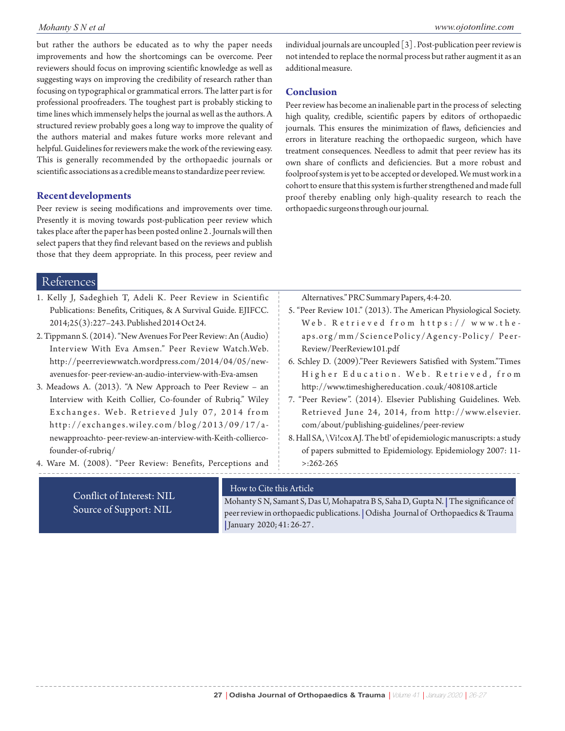but rather the authors be educated as to why the paper needs improvements and how the shortcomings can be overcome. Peer reviewers should focus on improving scientific knowledge as well as suggesting ways on improving the credibility of research rather than focusing on typographical or grammatical errors. The latter part is for professional proofreaders. The toughest part is probably sticking to time lines which immensely helps the journal as well as the authors. A structured review probably goes a long way to improve the quality of the authors material and makes future works more relevant and helpful. Guidelines for reviewers make the work of the reviewing easy. This is generally recommended by the orthopaedic journals or scientific associations as a credible means to standardize peer review.

## Recent developments

Peer review is seeing modifications and improvements over time. Presently it is moving towards post-publication peer review which takes place after the paper has been posted online 2 . Journals will then select papers that they find relevant based on the reviews and publish those that they deem appropriate. In this process, peer review and individual journals are uncoupled [3] . Post-publication peer review is not intended to replace the normal process but rather augment it as an additional measure.

## Conclusion

Peer review has become an inalienable part in the process of selecting high quality, credible, scientific papers by editors of orthopaedic journals. This ensures the minimization of flaws, deficiencies and errors in literature reaching the orthopaedic surgeon, which have treatment consequences. Needless to admit that peer review has its own share of conflicts and deficiencies. But a more robust and foolproof system is yet to be accepted or developed. We must work in a cohort to ensure that this system is further strengthened and made full proof thereby enabling only high-quality research to reach the orthopaedic surgeons through our journal.

## References

1. Kelly J, Sadeghieh T, Adeli K. Peer Review in Scientific Publications: Benefits, Critiques, & A Survival Guide. EJIFCC. 2014;25(3):227–243. Published 2014 Oct 24.
2. Tippmann S. (2014). "New Avenues For Peer Review: An (Audio) Interview With Eva Amsen." Peer Review Watch.Web. http://peerreviewwatch.wordpress.com/2014/04/05/new-avenues for- peer-review-an-audio-interview-with-Eva-amsen
3. Meadows A. (2013). "A New Approach to Peer Review – an Interview with Keith Collier, Co-founder of Rubriq." Wiley Exchanges. Web. Retrieved July 07, 2014 from http://exchanges.wiley.com/blog/2013/09/17/a-newapproachto- peer-review-an-interview-with-Keith-collierco-founder-of-rubriq/
4. Ware M. (2008). "Peer Review: Benefits, Perceptions and Alternatives." PRC Summary Papers, 4:4-20.
5. "Peer Review 101." (2013). The American Physiological Society. Web. Retrieved from https:// www.the-aps.org/mm/SciencePolicy/Agency-Policy/ Peer-Review/PeerReview101.pdf
6. Schley D. (2009)."Peer Reviewers Satisfied with System."Times Higher Education. Web. Retrieved, from http://www.timeshighereducation . co.uk/408108.article
7. "Peer Review". (2014). Elsevier Publishing Guidelines. Web. Retrieved June 24, 2014, from http://www.elsevier. com/about/publishing-guidelines/peer-review
8. Hall SA, \Vi!cox AJ. The btl' of epidemiologic manuscripts: a study of papers submitted to Epidemiology. Epidemiology 2007: 11->:262-265

Conflict of Interest: NIL
Source of Support: NIL

**How to Cite this Article**

Mohanty S N, Samant S, Das U, Mohapatra B S, Saha D, Gupta N. | The significance of peer review in orthopaedic publications. | Odisha Journal of Orthopaedics & Trauma | January 2020; 41: 26-27 .